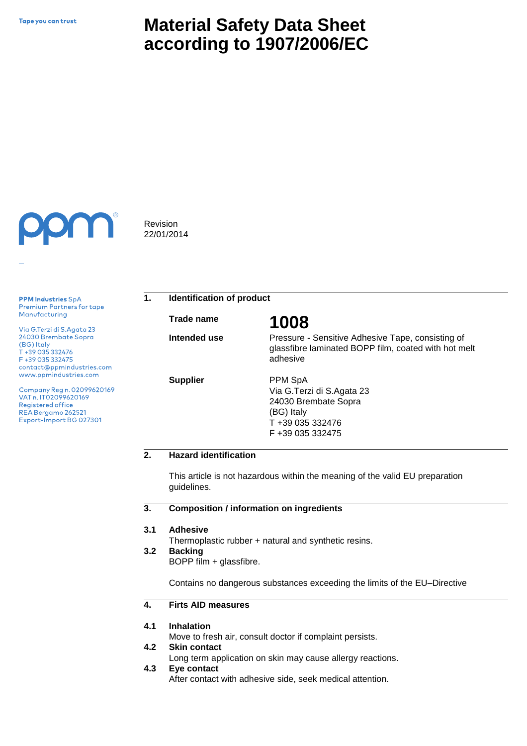Tape you can trust

# Material Safety Data Sheet according to 1907/2006/EC

Revision
22/01/2014

**PPM Industries** SpA
Premium Partners for tape
Manufacturing

Via G.Terzi di S.Agata 23
24030 Brembate Sopra
(BG) Italy
T +39 035 332476
F +39 035 332475
contact@ppmindustries.com
www.ppmindustries.com

Company Reg n. 02099620169
VAT n. IT02099620169
Registered office
REA Bergamo 262521
Export-Import BG 027301

## 1. Identification of product

| | |
|---|---|
| **Trade name** | **1008** |
| **Intended use** | Pressure - Sensitive Adhesive Tape, consisting of glassfibre laminated BOPP film, coated with hot melt adhesive |
| **Supplier** | PPM SpA<br>Via G.Terzi di S.Agata 23<br>24030 Brembate Sopra<br>(BG) Italy<br>T +39 035 332476<br>F +39 035 332475 |

## 2. Hazard identification

This article is not hazardous within the meaning of the valid EU preparation guidelines.

## 3. Composition / information on ingredients

**3.1 Adhesive**
Thermoplastic rubber + natural and synthetic resins.

**3.2 Backing**
BOPP film + glassfibre.

Contains no dangerous substances exceeding the limits of the EU–Directive

## 4. Firts AID measures

**4.1 Inhalation**
Move to fresh air, consult doctor if complaint persists.

**4.2 Skin contact**
Long term application on skin may cause allergy reactions.

**4.3 Eye contact**
After contact with adhesive side, seek medical attention.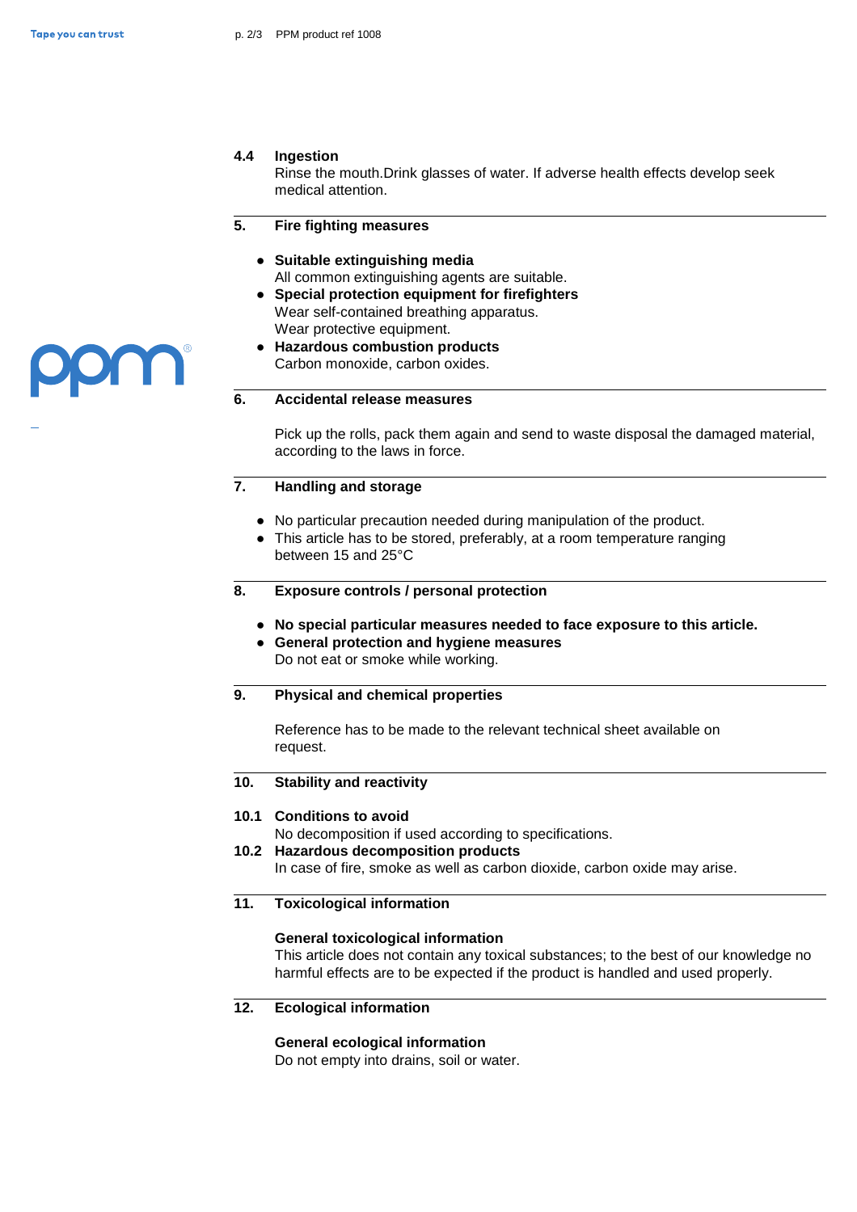### 4.4 Ingestion

Rinse the mouth.Drink glasses of water. If adverse health effects develop seek medical attention.

## 5. Fire fighting measures

- **Suitable extinguishing media**
  All common extinguishing agents are suitable.
- **Special protection equipment for firefighters**
  Wear self-contained breathing apparatus.
  Wear protective equipment.
- **Hazardous combustion products**
  Carbon monoxide, carbon oxides.

## 6. Accidental release measures

Pick up the rolls, pack them again and send to waste disposal the damaged material, according to the laws in force.

## 7. Handling and storage

- No particular precaution needed during manipulation of the product.
- This article has to be stored, preferably, at a room temperature ranging between 15 and 25°C

## 8. Exposure controls / personal protection

- **No special particular measures needed to face exposure to this article.**
- **General protection and hygiene measures**
  Do not eat or smoke while working.

## 9. Physical and chemical properties

Reference has to be made to the relevant technical sheet available on request.

## 10. Stability and reactivity

### 10.1 Conditions to avoid

No decomposition if used according to specifications.

### 10.2 Hazardous decomposition products

In case of fire, smoke as well as carbon dioxide, carbon oxide may arise.

## 11. Toxicological information

**General toxicological information**

This article does not contain any toxical substances; to the best of our knowledge no harmful effects are to be expected if the product is handled and used properly.

## 12. Ecological information

**General ecological information**

Do not empty into drains, soil or water.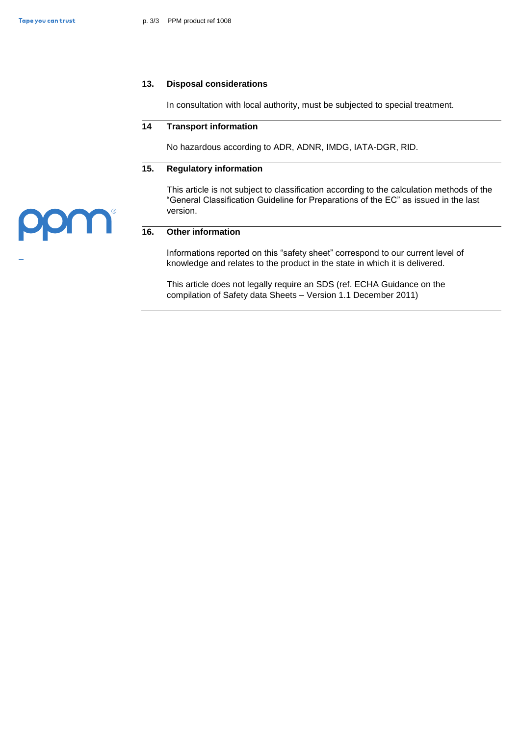## 13. Disposal considerations

In consultation with local authority, must be subjected to special treatment.

## 14 Transport information

No hazardous according to ADR, ADNR, IMDG, IATA-DGR, RID.

## 15. Regulatory information

This article is not subject to classification according to the calculation methods of the "General Classification Guideline for Preparations of the EC" as issued in the last version.

## 16. Other information

Informations reported on this "safety sheet" correspond to our current level of knowledge and relates to the product in the state in which it is delivered.

This article does not legally require an SDS (ref. ECHA Guidance on the compilation of Safety data Sheets – Version 1.1 December 2011)